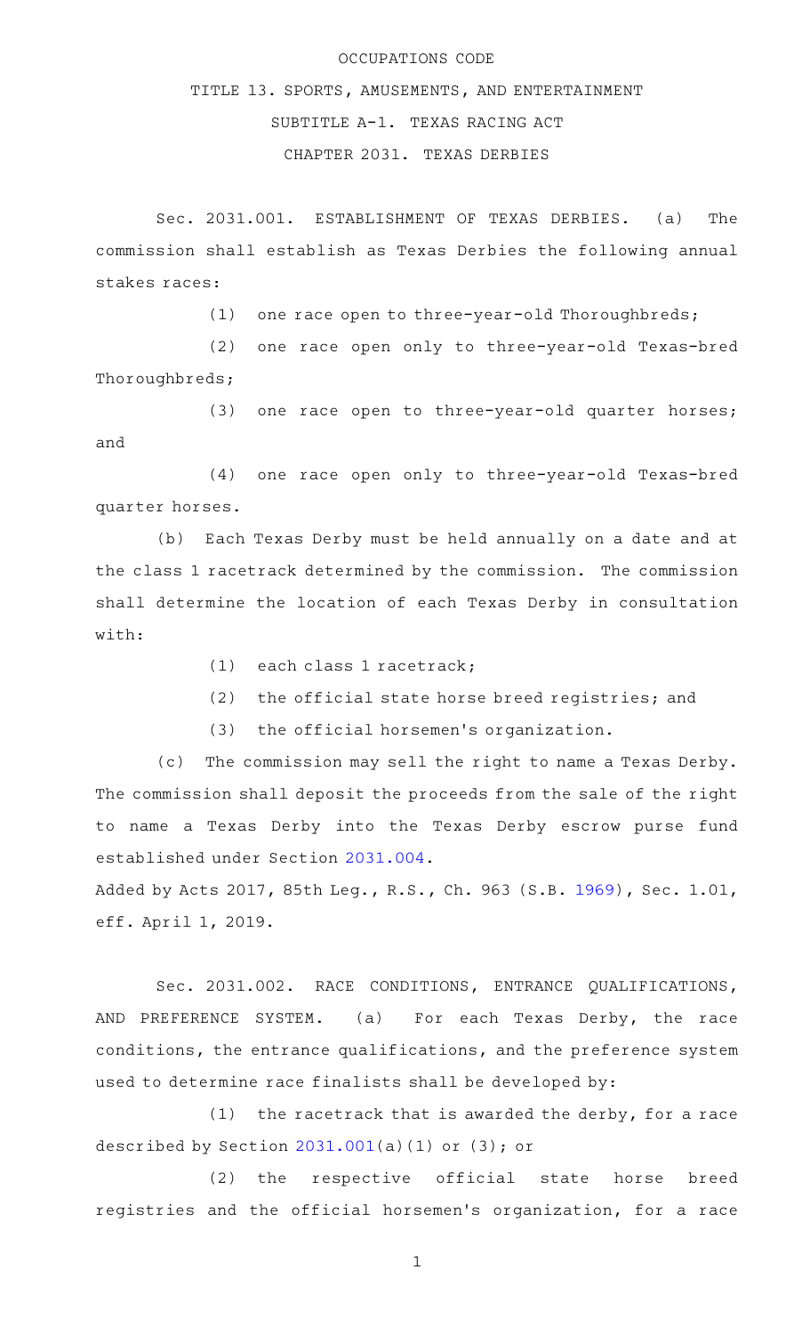OCCUPATIONS CODE

TITLE 13. SPORTS, AMUSEMENTS, AND ENTERTAINMENT

SUBTITLE A-1. TEXAS RACING ACT

CHAPTER 2031. TEXAS DERBIES

Sec. 2031.001. ESTABLISHMENT OF TEXAS DERBIES. (a) The commission shall establish as Texas Derbies the following annual stakes races:

(1) one race open to three-year-old Thoroughbreds;

(2) one race open only to three-year-old Texas-bred Thoroughbreds;

(3) one race open to three-year-old quarter horses; and

(4) one race open only to three-year-old Texas-bred quarter horses.

(b) Each Texas Derby must be held annually on a date and at the class 1 racetrack determined by the commission. The commission shall determine the location of each Texas Derby in consultation with:

(1) each class 1 racetrack;

(2) the official state horse breed registries; and

(3) the official horsemen's organization.

(c) The commission may sell the right to name a Texas Derby. The commission shall deposit the proceeds from the sale of the right to name a Texas Derby into the Texas Derby escrow purse fund established under Section 2031.004.

Added by Acts 2017, 85th Leg., R.S., Ch. 963 (S.B. 1969), Sec. 1.01, eff. April 1, 2019.

Sec. 2031.002. RACE CONDITIONS, ENTRANCE QUALIFICATIONS, AND PREFERENCE SYSTEM. (a) For each Texas Derby, the race conditions, the entrance qualifications, and the preference system used to determine race finalists shall be developed by:

(1) the racetrack that is awarded the derby, for a race described by Section 2031.001(a)(1) or (3); or

(2) the respective official state horse breed registries and the official horsemen's organization, for a race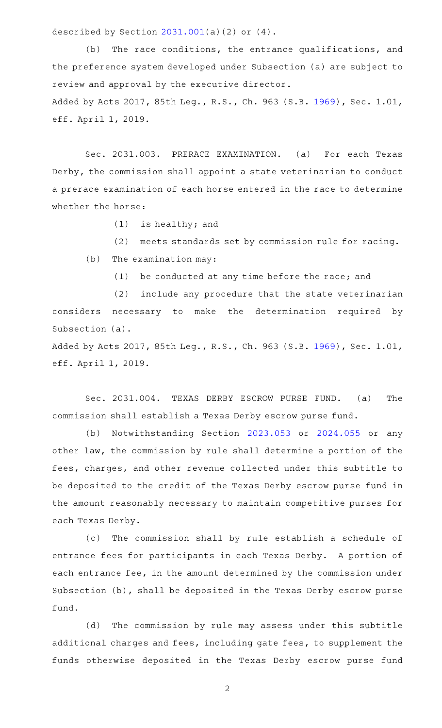described by Section 2031.001(a)(2) or (4).

(b) The race conditions, the entrance qualifications, and the preference system developed under Subsection (a) are subject to review and approval by the executive director.

Added by Acts 2017, 85th Leg., R.S., Ch. 963 (S.B. 1969), Sec. 1.01, eff. April 1, 2019.

Sec. 2031.003. PRERACE EXAMINATION. (a) For each Texas Derby, the commission shall appoint a state veterinarian to conduct a prerace examination of each horse entered in the race to determine whether the horse:

(1) is healthy; and

(2) meets standards set by commission rule for racing.

(b) The examination may:

(1) be conducted at any time before the race; and

(2) include any procedure that the state veterinarian considers necessary to make the determination required by Subsection (a).

Added by Acts 2017, 85th Leg., R.S., Ch. 963 (S.B. 1969), Sec. 1.01, eff. April 1, 2019.

Sec. 2031.004. TEXAS DERBY ESCROW PURSE FUND. (a) The commission shall establish a Texas Derby escrow purse fund.

(b) Notwithstanding Section 2023.053 or 2024.055 or any other law, the commission by rule shall determine a portion of the fees, charges, and other revenue collected under this subtitle to be deposited to the credit of the Texas Derby escrow purse fund in the amount reasonably necessary to maintain competitive purses for each Texas Derby.

(c) The commission shall by rule establish a schedule of entrance fees for participants in each Texas Derby. A portion of each entrance fee, in the amount determined by the commission under Subsection (b), shall be deposited in the Texas Derby escrow purse fund.

(d) The commission by rule may assess under this subtitle additional charges and fees, including gate fees, to supplement the funds otherwise deposited in the Texas Derby escrow purse fund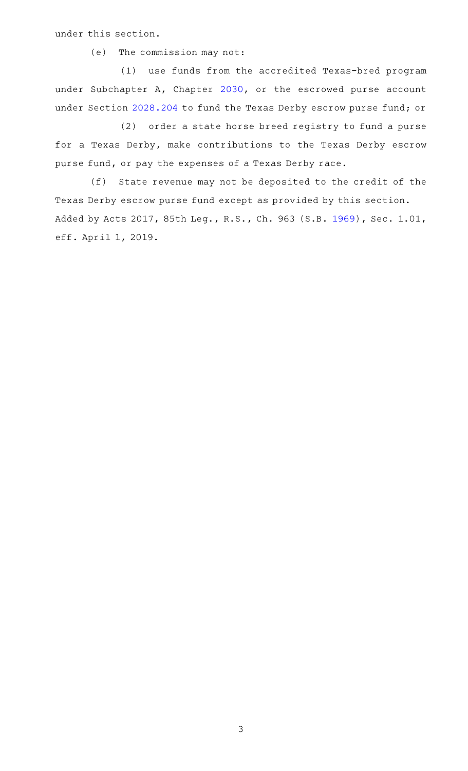under this section.

(e) The commission may not:

(1) use funds from the accredited Texas-bred program under Subchapter A, Chapter 2030, or the escrowed purse account under Section 2028.204 to fund the Texas Derby escrow purse fund; or

(2) order a state horse breed registry to fund a purse for a Texas Derby, make contributions to the Texas Derby escrow purse fund, or pay the expenses of a Texas Derby race.

(f) State revenue may not be deposited to the credit of the Texas Derby escrow purse fund except as provided by this section.

Added by Acts 2017, 85th Leg., R.S., Ch. 963 (S.B. 1969), Sec. 1.01, eff. April 1, 2019.